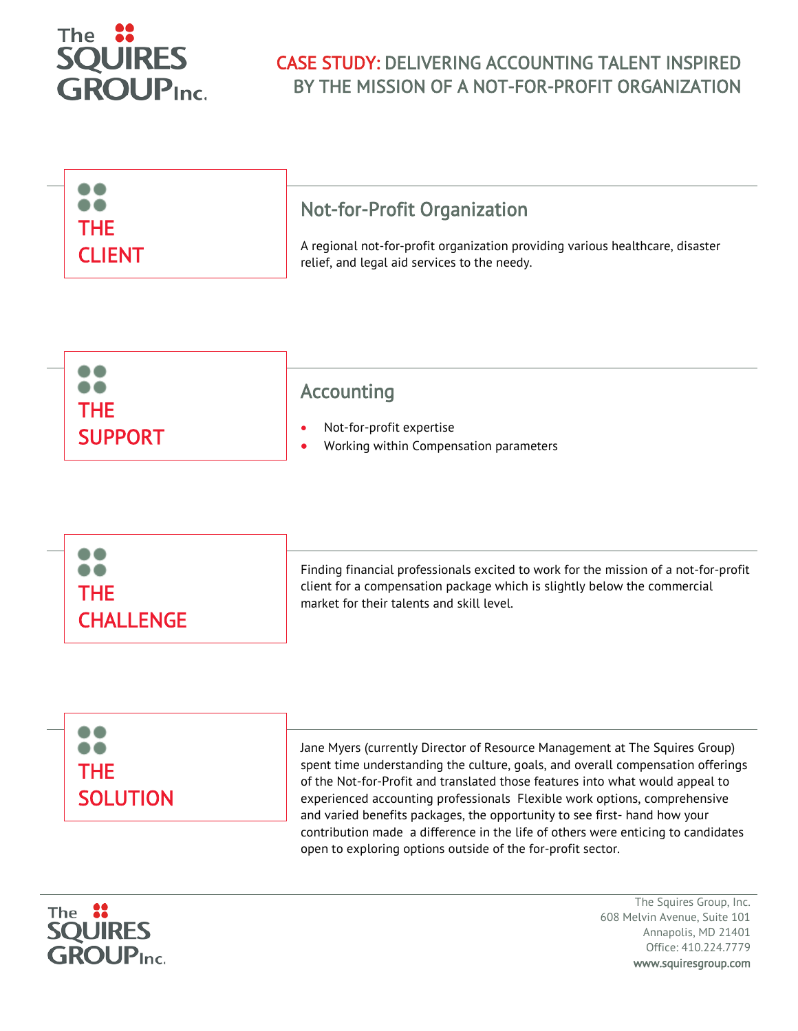# CASE STUDY: DELIVERING ACCOUNTING TALENT INSPIRED BY THE MISSION OF A NOT-FOR-PROFIT ORGANIZATION

## THE CLIENT

### Not-for-Profit Organization

A regional not-for-profit organization providing various healthcare, disaster relief, and legal aid services to the needy.

## THE SUPPORT

### Accounting

- Not-for-profit expertise
- Working within Compensation parameters

## THE CHALLENGE

Finding financial professionals excited to work for the mission of a not-for-profit client for a compensation package which is slightly below the commercial market for their talents and skill level.

## THE SOLUTION

Jane Myers (currently Director of Resource Management at The Squires Group) spent time understanding the culture, goals, and overall compensation offerings of the Not-for-Profit and translated those features into what would appeal to experienced accounting professionals  Flexible work options, comprehensive and varied benefits packages, the opportunity to see first- hand how your contribution made  a difference in the life of others were enticing to candidates open to exploring options outside of the for-profit sector.

The Squires Group, Inc.
608 Melvin Avenue, Suite 101
Annapolis, MD 21401
Office: 410.224.7779
www.squiresgroup.com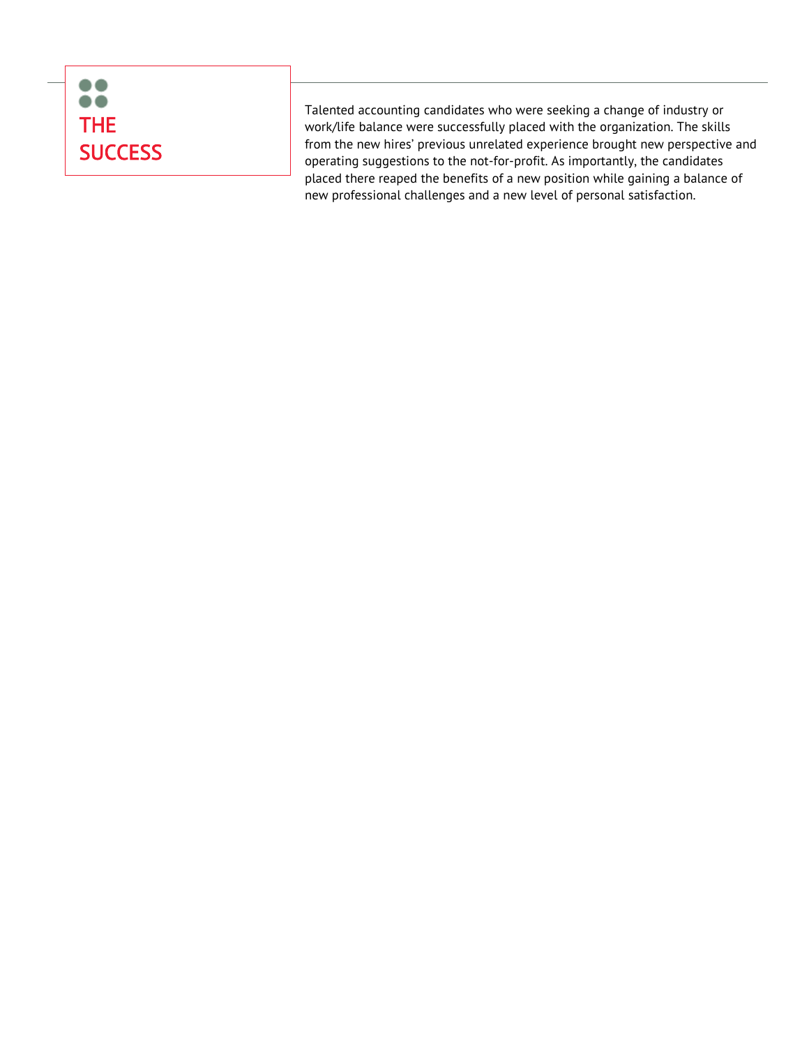## THE SUCCESS

Talented accounting candidates who were seeking a change of industry or work/life balance were successfully placed with the organization. The skills from the new hires' previous unrelated experience brought new perspective and operating suggestions to the not-for-profit. As importantly, the candidates placed there reaped the benefits of a new position while gaining a balance of new professional challenges and a new level of personal satisfaction.